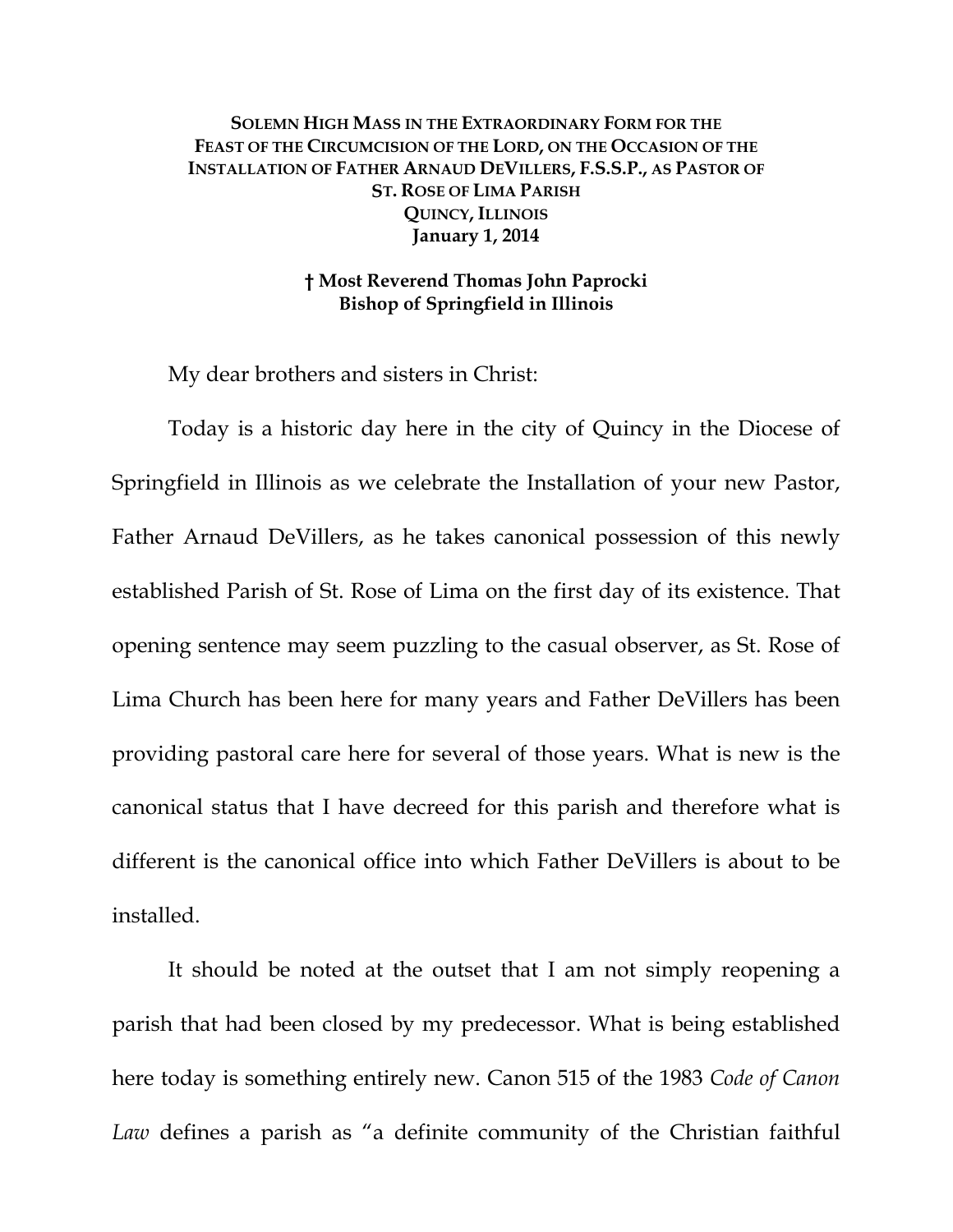**SOLEMN HIGH MASS IN THE EXTRAORDINARY FORM FOR THE FEAST OF THE CIRCUMCISION OF THE LORD, ON THE OCCASION OF THE INSTALLATION OF FATHER ARNAUD DEVILLERS, F.S.S.P., AS PASTOR OF ST. ROSE OF LIMA PARISH**
**QUINCY, ILLINOIS**
**January 1, 2014**

**† Most Reverend Thomas John Paprocki**
**Bishop of Springfield in Illinois**

My dear brothers and sisters in Christ:

Today is a historic day here in the city of Quincy in the Diocese of Springfield in Illinois as we celebrate the Installation of your new Pastor, Father Arnaud DeVillers, as he takes canonical possession of this newly established Parish of St. Rose of Lima on the first day of its existence. That opening sentence may seem puzzling to the casual observer, as St. Rose of Lima Church has been here for many years and Father DeVillers has been providing pastoral care here for several of those years. What is new is the canonical status that I have decreed for this parish and therefore what is different is the canonical office into which Father DeVillers is about to be installed.

It should be noted at the outset that I am not simply reopening a parish that had been closed by my predecessor. What is being established here today is something entirely new. Canon 515 of the 1983 *Code of Canon Law* defines a parish as "a definite community of the Christian faithful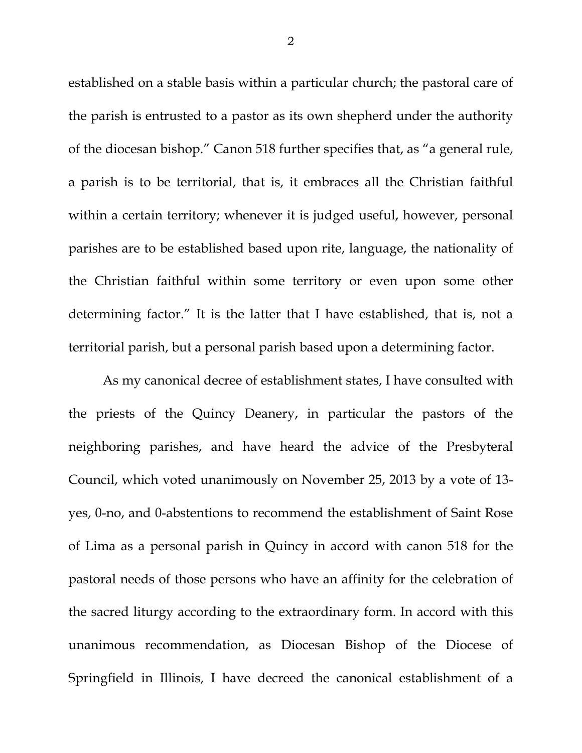established on a stable basis within a particular church; the pastoral care of the parish is entrusted to a pastor as its own shepherd under the authority of the diocesan bishop." Canon 518 further specifies that, as "a general rule, a parish is to be territorial, that is, it embraces all the Christian faithful within a certain territory; whenever it is judged useful, however, personal parishes are to be established based upon rite, language, the nationality of the Christian faithful within some territory or even upon some other determining factor." It is the latter that I have established, that is, not a territorial parish, but a personal parish based upon a determining factor.

As my canonical decree of establishment states, I have consulted with the priests of the Quincy Deanery, in particular the pastors of the neighboring parishes, and have heard the advice of the Presbyteral Council, which voted unanimously on November 25, 2013 by a vote of 13-yes, 0-no, and 0-abstentions to recommend the establishment of Saint Rose of Lima as a personal parish in Quincy in accord with canon 518 for the pastoral needs of those persons who have an affinity for the celebration of the sacred liturgy according to the extraordinary form. In accord with this unanimous recommendation, as Diocesan Bishop of the Diocese of Springfield in Illinois, I have decreed the canonical establishment of a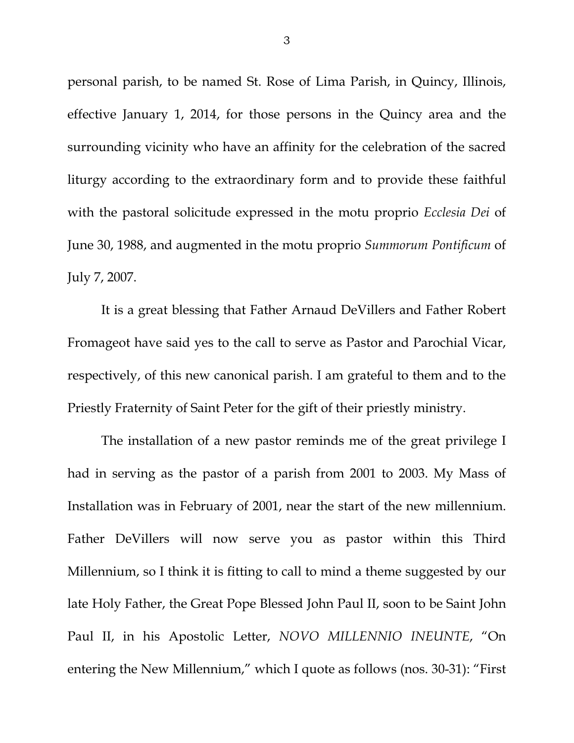personal parish, to be named St. Rose of Lima Parish, in Quincy, Illinois, effective January 1, 2014, for those persons in the Quincy area and the surrounding vicinity who have an affinity for the celebration of the sacred liturgy according to the extraordinary form and to provide these faithful with the pastoral solicitude expressed in the motu proprio *Ecclesia Dei* of June 30, 1988, and augmented in the motu proprio *Summorum Pontificum* of July 7, 2007.

It is a great blessing that Father Arnaud DeVillers and Father Robert Fromageot have said yes to the call to serve as Pastor and Parochial Vicar, respectively, of this new canonical parish. I am grateful to them and to the Priestly Fraternity of Saint Peter for the gift of their priestly ministry.

The installation of a new pastor reminds me of the great privilege I had in serving as the pastor of a parish from 2001 to 2003. My Mass of Installation was in February of 2001, near the start of the new millennium. Father DeVillers will now serve you as pastor within this Third Millennium, so I think it is fitting to call to mind a theme suggested by our late Holy Father, the Great Pope Blessed John Paul II, soon to be Saint John Paul II, in his Apostolic Letter, *NOVO MILLENNIO INEUNTE*, "On entering the New Millennium," which I quote as follows (nos. 30-31): "First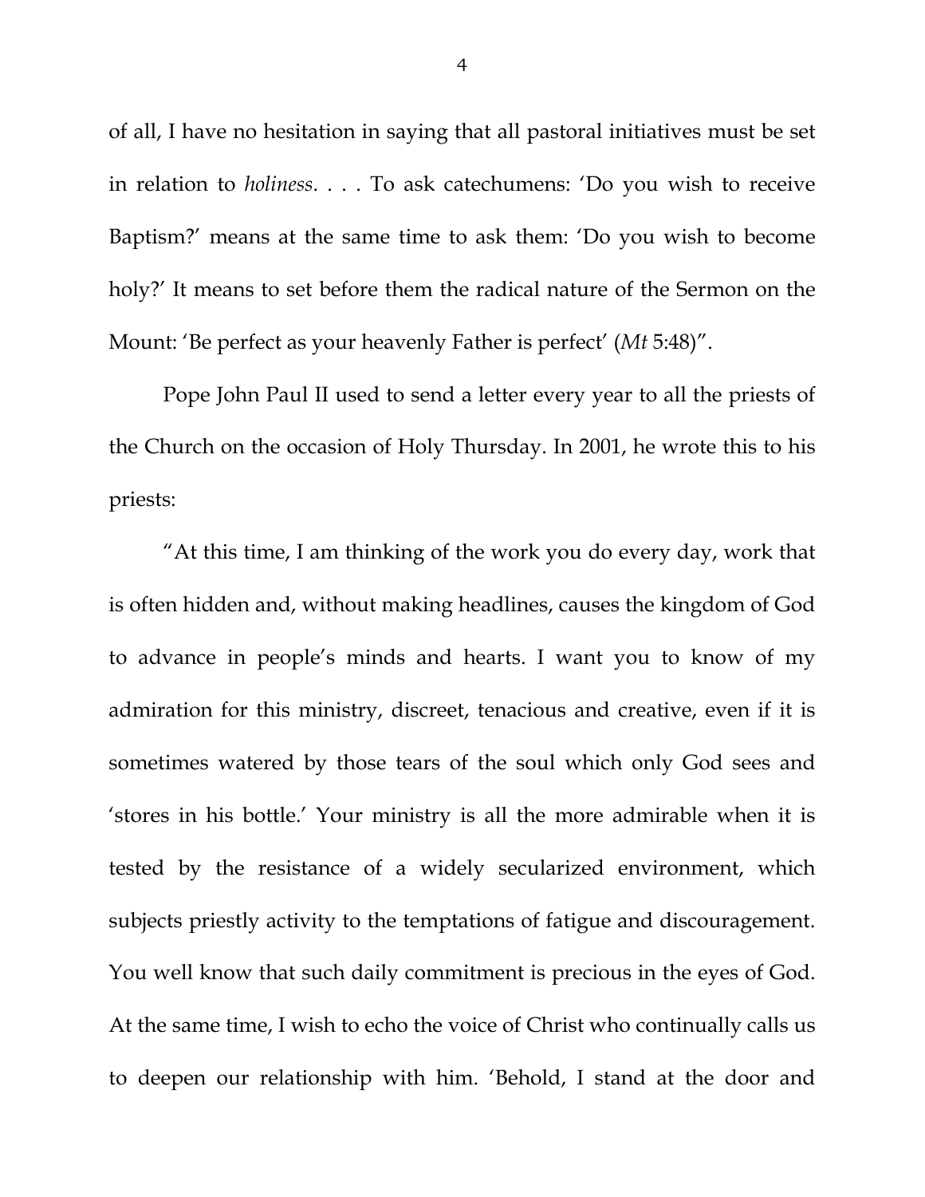of all, I have no hesitation in saying that all pastoral initiatives must be set in relation to *holiness*. . . . To ask catechumens: 'Do you wish to receive Baptism?' means at the same time to ask them: 'Do you wish to become holy?' It means to set before them the radical nature of the Sermon on the Mount: 'Be perfect as your heavenly Father is perfect' (*Mt* 5:48)".

Pope John Paul II used to send a letter every year to all the priests of the Church on the occasion of Holy Thursday. In 2001, he wrote this to his priests:

"At this time, I am thinking of the work you do every day, work that is often hidden and, without making headlines, causes the kingdom of God to advance in people's minds and hearts. I want you to know of my admiration for this ministry, discreet, tenacious and creative, even if it is sometimes watered by those tears of the soul which only God sees and 'stores in his bottle.' Your ministry is all the more admirable when it is tested by the resistance of a widely secularized environment, which subjects priestly activity to the temptations of fatigue and discouragement. You well know that such daily commitment is precious in the eyes of God. At the same time, I wish to echo the voice of Christ who continually calls us to deepen our relationship with him. 'Behold, I stand at the door and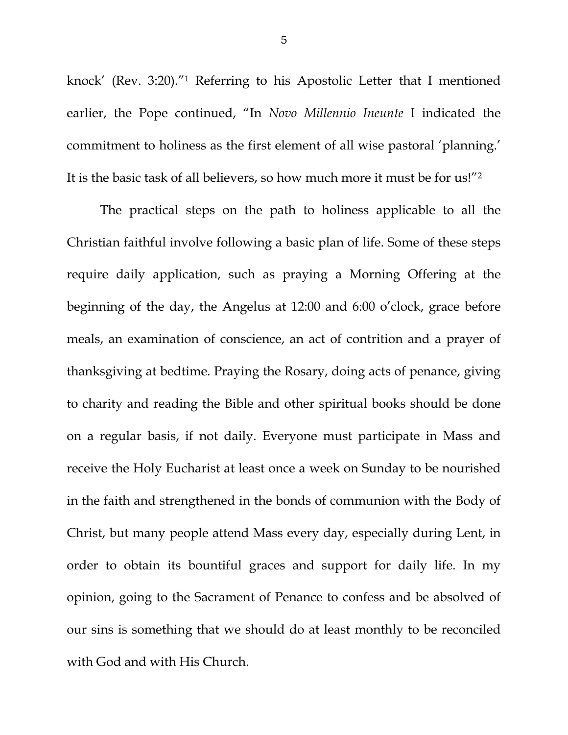knock' (Rev. 3:20)."[1] Referring to his Apostolic Letter that I mentioned earlier, the Pope continued, "In *Novo Millennio Ineunte* I indicated the commitment to holiness as the first element of all wise pastoral 'planning.' It is the basic task of all believers, so how much more it must be for us!"[2]

The practical steps on the path to holiness applicable to all the Christian faithful involve following a basic plan of life. Some of these steps require daily application, such as praying a Morning Offering at the beginning of the day, the Angelus at 12:00 and 6:00 o'clock, grace before meals, an examination of conscience, an act of contrition and a prayer of thanksgiving at bedtime. Praying the Rosary, doing acts of penance, giving to charity and reading the Bible and other spiritual books should be done on a regular basis, if not daily. Everyone must participate in Mass and receive the Holy Eucharist at least once a week on Sunday to be nourished in the faith and strengthened in the bonds of communion with the Body of Christ, but many people attend Mass every day, especially during Lent, in order to obtain its bountiful graces and support for daily life. In my opinion, going to the Sacrament of Penance to confess and be absolved of our sins is something that we should do at least monthly to be reconciled with God and with His Church.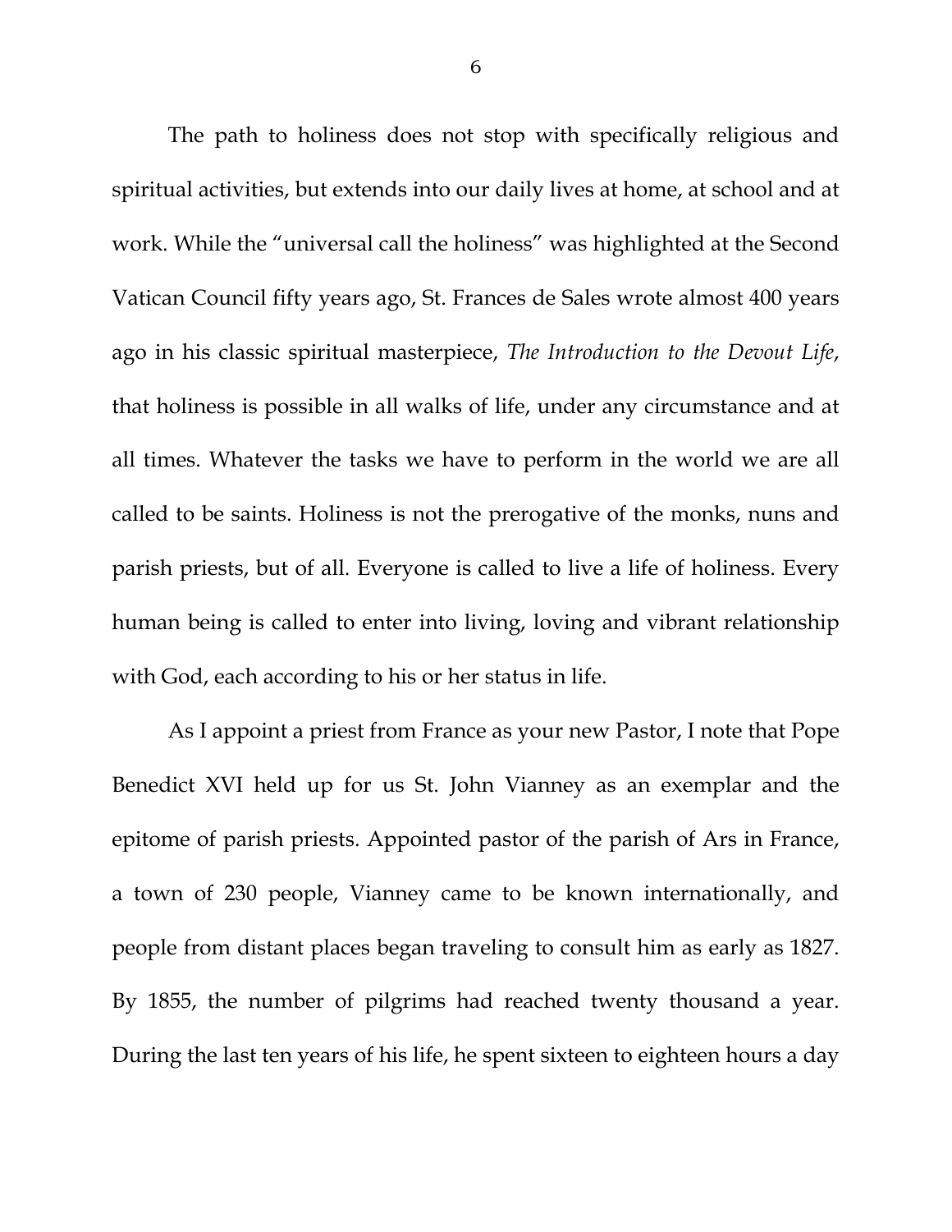The path to holiness does not stop with specifically religious and spiritual activities, but extends into our daily lives at home, at school and at work. While the "universal call the holiness" was highlighted at the Second Vatican Council fifty years ago, St. Frances de Sales wrote almost 400 years ago in his classic spiritual masterpiece, *The Introduction to the Devout Life*, that holiness is possible in all walks of life, under any circumstance and at all times. Whatever the tasks we have to perform in the world we are all called to be saints. Holiness is not the prerogative of the monks, nuns and parish priests, but of all. Everyone is called to live a life of holiness. Every human being is called to enter into living, loving and vibrant relationship with God, each according to his or her status in life.

As I appoint a priest from France as your new Pastor, I note that Pope Benedict XVI held up for us St. John Vianney as an exemplar and the epitome of parish priests. Appointed pastor of the parish of Ars in France, a town of 230 people, Vianney came to be known internationally, and people from distant places began traveling to consult him as early as 1827. By 1855, the number of pilgrims had reached twenty thousand a year. During the last ten years of his life, he spent sixteen to eighteen hours a day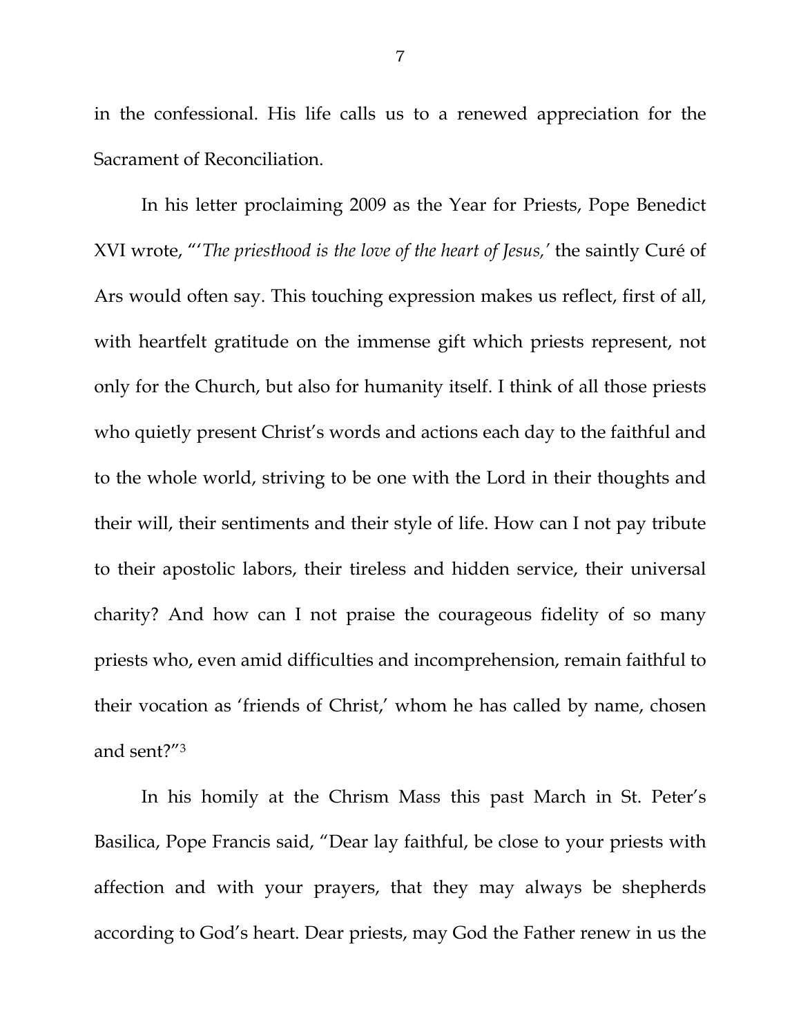in the confessional. His life calls us to a renewed appreciation for the Sacrament of Reconciliation.

In his letter proclaiming 2009 as the Year for Priests, Pope Benedict XVI wrote, "'*The priesthood is the love of the heart of Jesus,'* the saintly Curé of Ars would often say. This touching expression makes us reflect, first of all, with heartfelt gratitude on the immense gift which priests represent, not only for the Church, but also for humanity itself. I think of all those priests who quietly present Christ's words and actions each day to the faithful and to the whole world, striving to be one with the Lord in their thoughts and their will, their sentiments and their style of life. How can I not pay tribute to their apostolic labors, their tireless and hidden service, their universal charity? And how can I not praise the courageous fidelity of so many priests who, even amid difficulties and incomprehension, remain faithful to their vocation as 'friends of Christ,' whom he has called by name, chosen and sent?"[3]

In his homily at the Chrism Mass this past March in St. Peter's Basilica, Pope Francis said, "Dear lay faithful, be close to your priests with affection and with your prayers, that they may always be shepherds according to God's heart. Dear priests, may God the Father renew in us the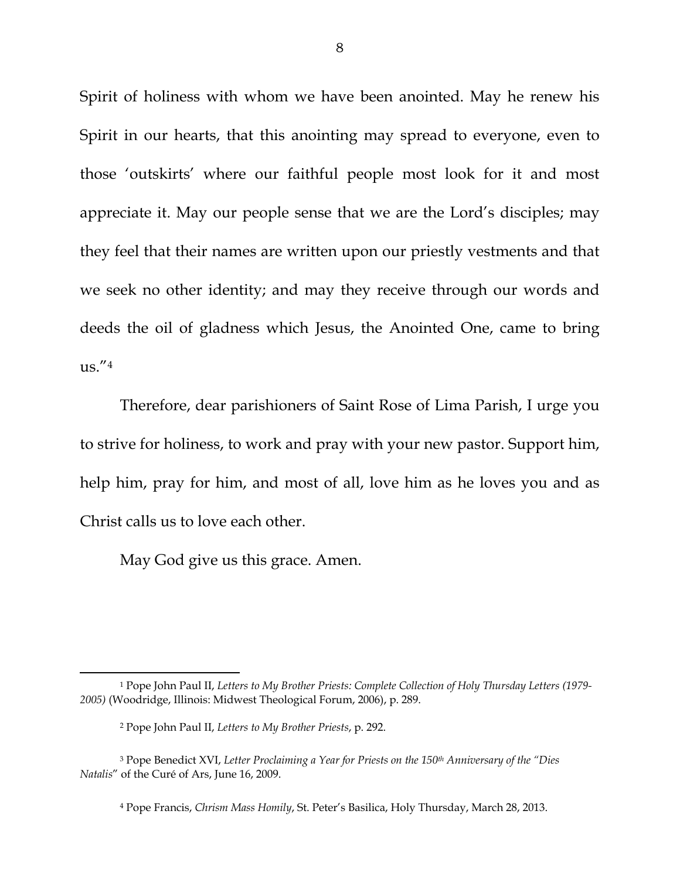Spirit of holiness with whom we have been anointed. May he renew his Spirit in our hearts, that this anointing may spread to everyone, even to those 'outskirts' where our faithful people most look for it and most appreciate it. May our people sense that we are the Lord's disciples; may they feel that their names are written upon our priestly vestments and that we seek no other identity; and may they receive through our words and deeds the oil of gladness which Jesus, the Anointed One, came to bring us."[4]

Therefore, dear parishioners of Saint Rose of Lima Parish, I urge you to strive for holiness, to work and pray with your new pastor. Support him, help him, pray for him, and most of all, love him as he loves you and as Christ calls us to love each other.

May God give us this grace. Amen.

---

[1] Pope John Paul II, *Letters to My Brother Priests: Complete Collection of Holy Thursday Letters (1979-2005)* (Woodridge, Illinois: Midwest Theological Forum, 2006), p. 289.

[2] Pope John Paul II, *Letters to My Brother Priests*, p. 292.

[3] Pope Benedict XVI, *Letter Proclaiming a Year for Priests on the 150th Anniversary of the "Dies Natalis*" of the Curé of Ars, June 16, 2009.

[4] Pope Francis, *Chrism Mass Homily*, St. Peter's Basilica, Holy Thursday, March 28, 2013.